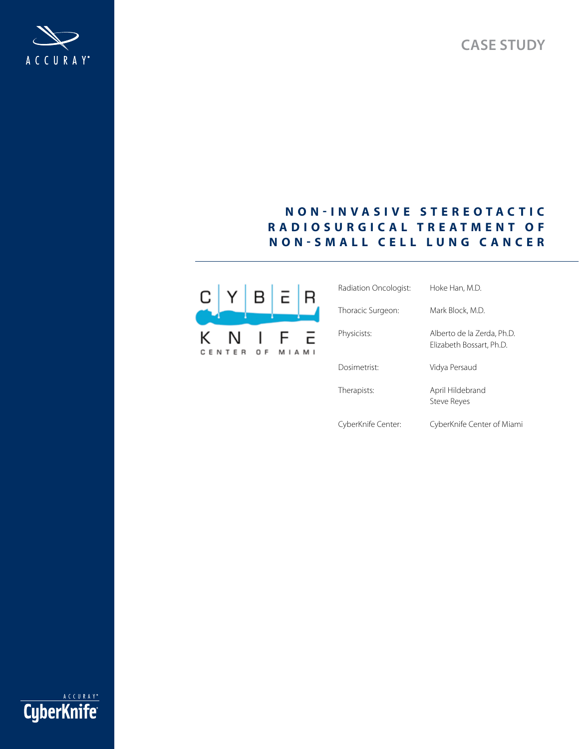CASE STUDY

# NON-INVASIVE STEREOTACTIC RADIOSURGICAL TREATMENT OF NON-SMALL CELL LUNG CANCER

| | |
|---|---|
| Radiation Oncologist: | Hoke Han, M.D. |
| Thoracic Surgeon: | Mark Block, M.D. |
| Physicists: | Alberto de la Zerda, Ph.D.<br>Elizabeth Bossart, Ph.D. |
| Dosimetrist: | Vidya Persaud |
| Therapists: | April Hildebrand<br>Steve Reyes |
| CyberKnife Center: | CyberKnife Center of Miami |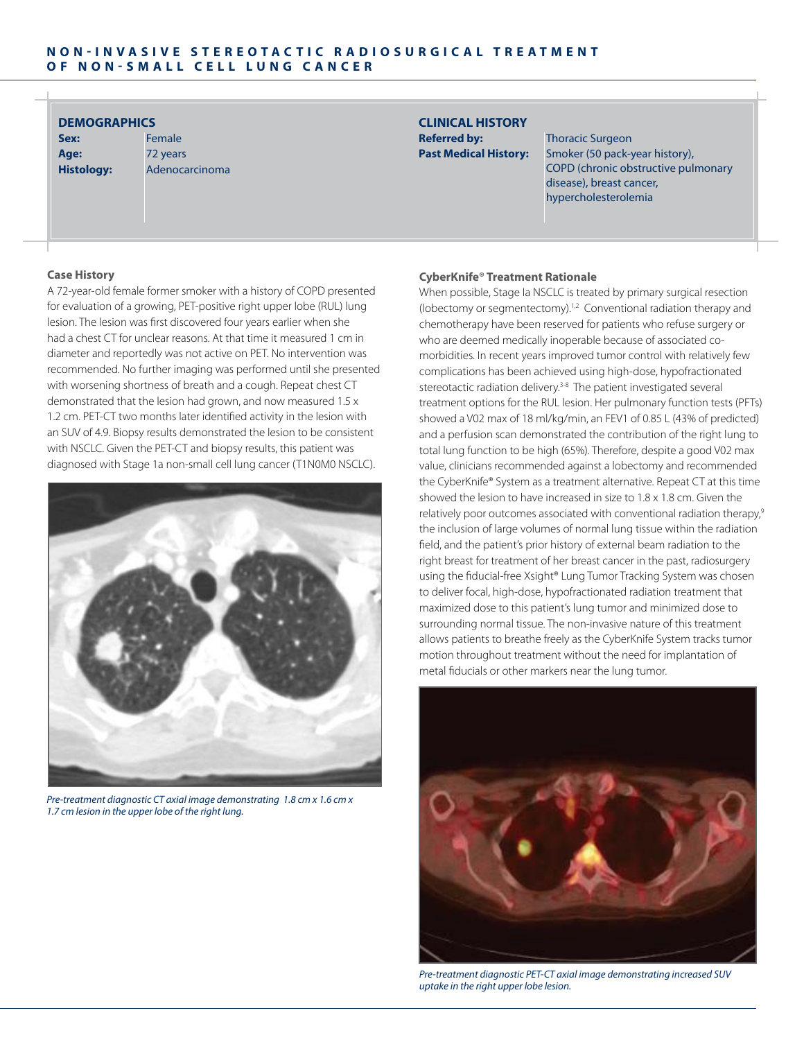## DEMOGRAPHICS

| | |
|---|---|
| **Sex:** | Female |
| **Age:** | 72 years |
| **Histology:** | Adenocarcinoma |

## CLINICAL HISTORY

| | |
|---|---|
| **Referred by:** | Thoracic Surgeon |
| **Past Medical History:** | Smoker (50 pack-year history), COPD (chronic obstructive pulmonary disease), breast cancer, hypercholesterolemia |

### Case History

A 72-year-old female former smoker with a history of COPD presented for evaluation of a growing, PET-positive right upper lobe (RUL) lung lesion. The lesion was first discovered four years earlier when she had a chest CT for unclear reasons. At that time it measured 1 cm in diameter and reportedly was not active on PET. No intervention was recommended. No further imaging was performed until she presented with worsening shortness of breath and a cough. Repeat chest CT demonstrated that the lesion had grown, and now measured 1.5 x 1.2 cm. PET-CT two months later identified activity in the lesion with an SUV of 4.9. Biopsy results demonstrated the lesion to be consistent with NSCLC. Given the PET-CT and biopsy results, this patient was diagnosed with Stage 1a non-small cell lung cancer (T1N0M0 NSCLC).

*Pre-treatment diagnostic CT axial image demonstrating 1.8 cm x 1.6 cm x 1.7 cm lesion in the upper lobe of the right lung.*

### CyberKnife® Treatment Rationale

When possible, Stage Ia NSCLC is treated by primary surgical resection (lobectomy or segmentectomy).[1,2] Conventional radiation therapy and chemotherapy have been reserved for patients who refuse surgery or who are deemed medically inoperable because of associated co-morbidities. In recent years improved tumor control with relatively few complications has been achieved using high-dose, hypofractionated stereotactic radiation delivery.[3-8] The patient investigated several treatment options for the RUL lesion. Her pulmonary function tests (PFTs) showed a V02 max of 18 ml/kg/min, an FEV1 of 0.85 L (43% of predicted) and a perfusion scan demonstrated the contribution of the right lung to total lung function to be high (65%). Therefore, despite a good V02 max value, clinicians recommended against a lobectomy and recommended the CyberKnife® System as a treatment alternative. Repeat CT at this time showed the lesion to have increased in size to 1.8 x 1.8 cm. Given the relatively poor outcomes associated with conventional radiation therapy,[9] the inclusion of large volumes of normal lung tissue within the radiation field, and the patient's prior history of external beam radiation to the right breast for treatment of her breast cancer in the past, radiosurgery using the fiducial-free Xsight® Lung Tumor Tracking System was chosen to deliver focal, high-dose, hypofractionated radiation treatment that maximized dose to this patient's lung tumor and minimized dose to surrounding normal tissue. The non-invasive nature of this treatment allows patients to breathe freely as the CyberKnife System tracks tumor motion throughout treatment without the need for implantation of metal fiducials or other markers near the lung tumor.

*Pre-treatment diagnostic PET-CT axial image demonstrating increased SUV uptake in the right upper lobe lesion.*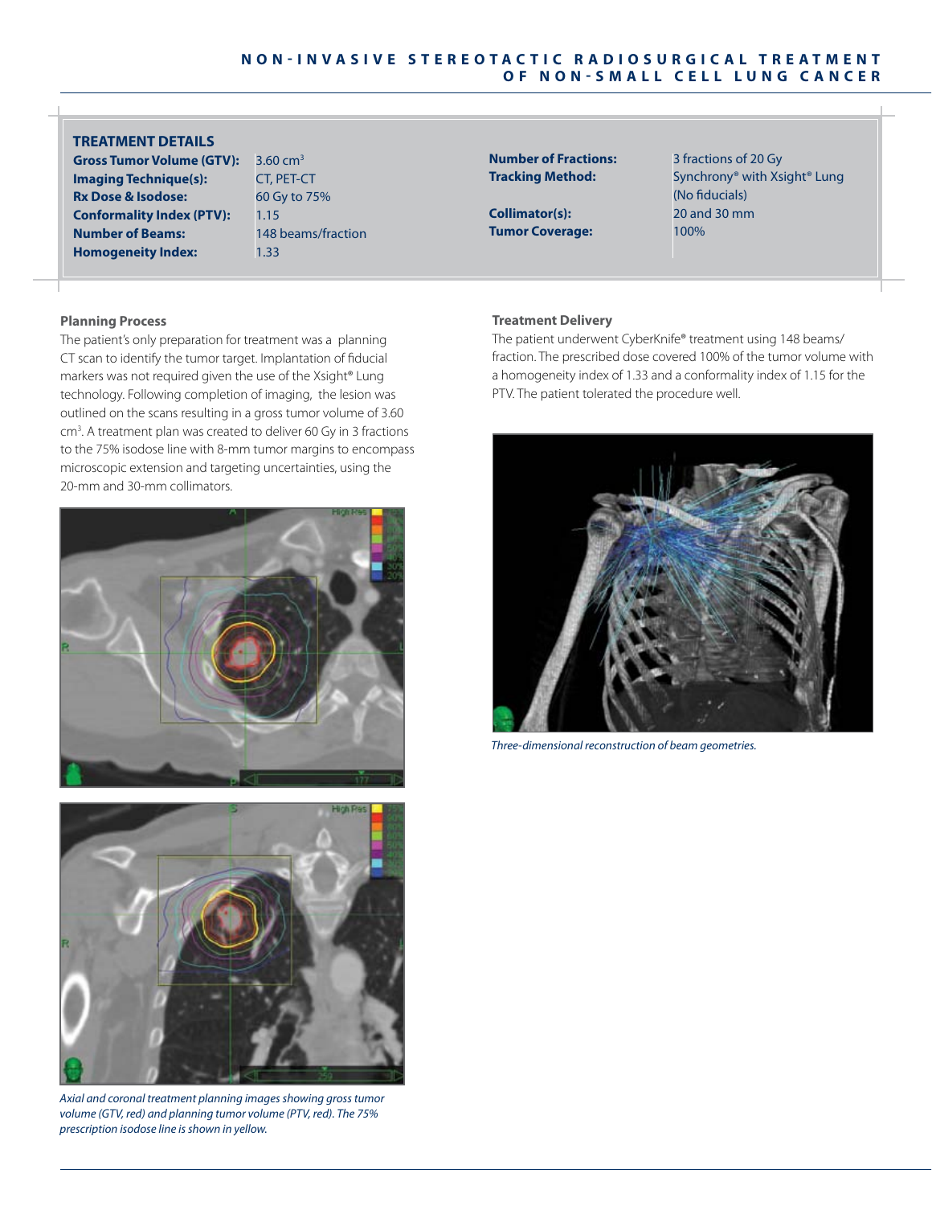## TREATMENT DETAILS

| | | | |
|---|---|---|---|
| **Gross Tumor Volume (GTV):** | 3.60 cm$^3$ | **Number of Fractions:** | 3 fractions of 20 Gy |
| **Imaging Technique(s):** | CT, PET-CT | **Tracking Method:** | Synchrony® with Xsight® Lung (No fiducials) |
| **Rx Dose & Isodose:** | 60 Gy to 75% | **Collimator(s):** | 20 and 30 mm |
| **Conformality Index (PTV):** | 1.15 | **Tumor Coverage:** | 100% |
| **Number of Beams:** | 148 beams/fraction | | |
| **Homogeneity Index:** | 1.33 | | |

### Planning Process

The patient's only preparation for treatment was a planning CT scan to identify the tumor target. Implantation of fiducial markers was not required given the use of the Xsight® Lung technology. Following completion of imaging, the lesion was outlined on the scans resulting in a gross tumor volume of 3.60 cm$^3$. A treatment plan was created to deliver 60 Gy in 3 fractions to the 75% isodose line with 8-mm tumor margins to encompass microscopic extension and targeting uncertainties, using the 20-mm and 30-mm collimators.

*Axial and coronal treatment planning images showing gross tumor volume (GTV, red) and planning tumor volume (PTV, red). The 75% prescription isodose line is shown in yellow.*

### Treatment Delivery

The patient underwent CyberKnife® treatment using 148 beams/fraction. The prescribed dose covered 100% of the tumor volume with a homogeneity index of 1.33 and a conformality index of 1.15 for the PTV. The patient tolerated the procedure well.

*Three-dimensional reconstruction of beam geometries.*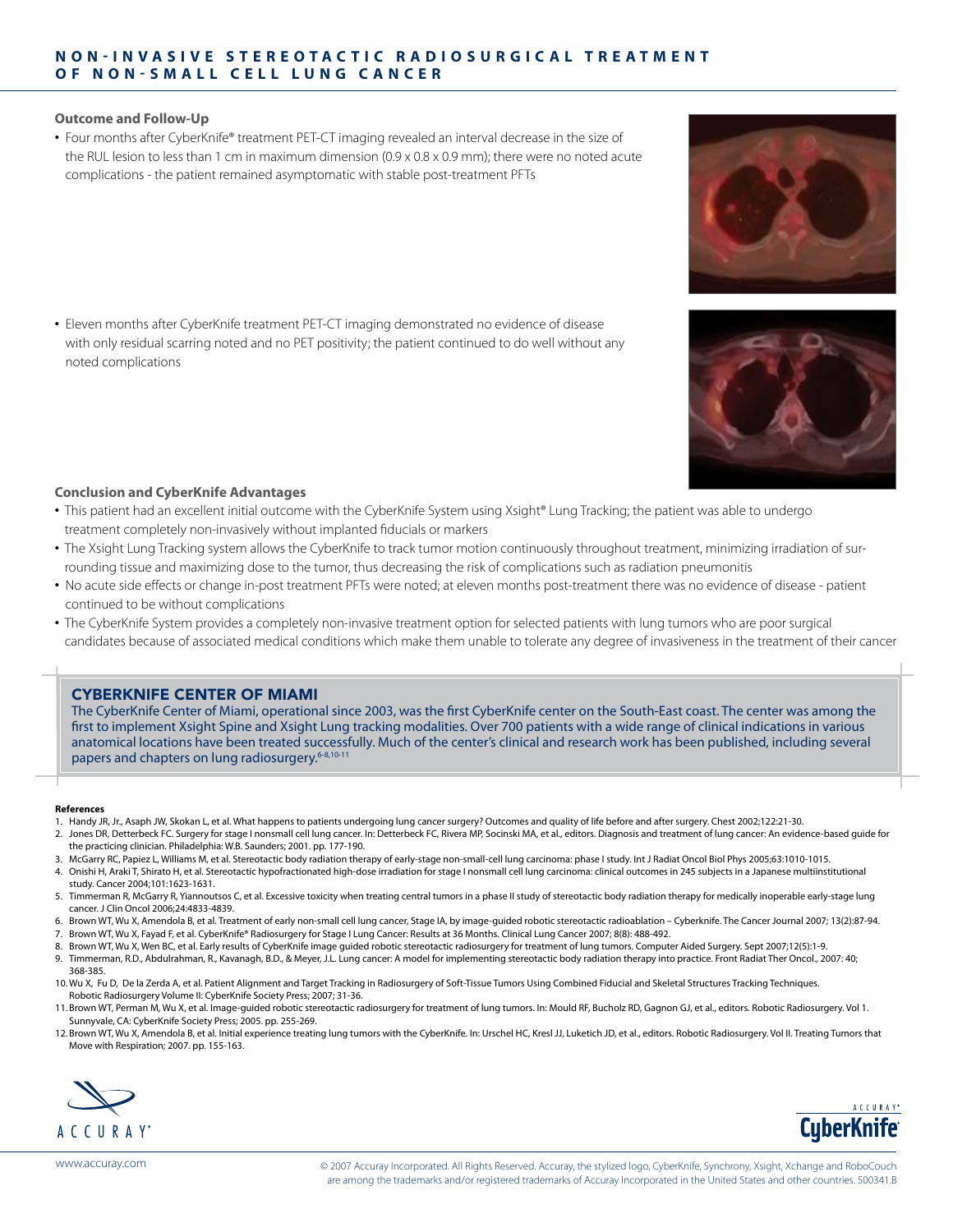## Outcome and Follow-Up

- Four months after CyberKnife® treatment PET-CT imaging revealed an interval decrease in the size of the RUL lesion to less than 1 cm in maximum dimension (0.9 x 0.8 x 0.9 mm); there were no noted acute complications - the patient remained asymptomatic with stable post-treatment PFTs

- Eleven months after CyberKnife treatment PET-CT imaging demonstrated no evidence of disease with only residual scarring noted and no PET positivity; the patient continued to do well without any noted complications

## Conclusion and CyberKnife Advantages

- This patient had an excellent initial outcome with the CyberKnife System using Xsight® Lung Tracking; the patient was able to undergo treatment completely non-invasively without implanted fiducials or markers
- The Xsight Lung Tracking system allows the CyberKnife to track tumor motion continuously throughout treatment, minimizing irradiation of surrounding tissue and maximizing dose to the tumor, thus decreasing the risk of complications such as radiation pneumonitis
- No acute side effects or change in-post treatment PFTs were noted; at eleven months post-treatment there was no evidence of disease - patient continued to be without complications
- The CyberKnife System provides a completely non-invasive treatment option for selected patients with lung tumors who are poor surgical candidates because of associated medical conditions which make them unable to tolerate any degree of invasiveness in the treatment of their cancer

## CYBERKNIFE CENTER OF MIAMI

The CyberKnife Center of Miami, operational since 2003, was the first CyberKnife center on the South-East coast. The center was among the first to implement Xsight Spine and Xsight Lung tracking modalities. Over 700 patients with a wide range of clinical indications in various anatomical locations have been treated successfully. Much of the center's clinical and research work has been published, including several papers and chapters on lung radiosurgery.[6-8,10-11]

#### References

1. Handy JR, Jr., Asaph JW, Skokan L, et al. What happens to patients undergoing lung cancer surgery? Outcomes and quality of life before and after surgery. Chest 2002;122:21-30.
2. Jones DR, Detterbeck FC. Surgery for stage I nonsmall cell lung cancer. In: Detterbeck FC, Rivera MP, Socinski MA, et al., editors. Diagnosis and treatment of lung cancer: An evidence-based guide for the practicing clinician. Philadelphia: W.B. Saunders; 2001. pp. 177-190.
3. McGarry RC, Papiez L, Williams M, et al. Stereotactic body radiation therapy of early-stage non-small-cell lung carcinoma: phase I study. Int J Radiat Oncol Biol Phys 2005;63:1010-1015.
4. Onishi H, Araki T, Shirato H, et al. Stereotactic hypofractionated high-dose irradiation for stage I nonsmall cell lung carcinoma: clinical outcomes in 245 subjects in a Japanese multiinstitutional study. Cancer 2004;101:1623-1631.
5. Timmerman R, McGarry R, Yiannoutsos C, et al. Excessive toxicity when treating central tumors in a phase II study of stereotactic body radiation therapy for medically inoperable early-stage lung cancer. J Clin Oncol 2006;24:4833-4839.
6. Brown WT, Wu X, Amendola B, et al. Treatment of early non-small cell lung cancer, Stage IA, by image-guided robotic stereotactic radioablation – Cyberknife. The Cancer Journal 2007; 13(2):87-94.
7. Brown WT, Wu X, Fayad F, et al. CyberKnife® Radiosurgery for Stage I Lung Cancer: Results at 36 Months. Clinical Lung Cancer 2007; 8(8): 488-492.
8. Brown WT, Wu X, Wen BC, et al. Early results of CyberKnife image guided robotic stereotactic radiosurgery for treatment of lung tumors. Computer Aided Surgery. Sept 2007;12(5):1-9.
9. Timmerman, R.D., Abdulrahman, R., Kavanagh, B.D., & Meyer, J.L. Lung cancer: A model for implementing stereotactic body radiation therapy into practice. Front Radiat Ther Oncol., 2007: 40; 368-385.
10. Wu X, Fu D, De la Zerda A, et al. Patient Alignment and Target Tracking in Radiosurgery of Soft-Tissue Tumors Using Combined Fiducial and Skeletal Structures Tracking Techniques. Robotic Radiosurgery Volume II: CyberKnife Society Press; 2007; 31-36.
11. Brown WT, Perman M, Wu X, et al. Image-guided robotic stereotactic radiosurgery for treatment of lung tumors. In: Mould RF, Bucholz RD, Gagnon GJ, et al., editors. Robotic Radiosurgery. Vol 1. Sunnyvale, CA: CyberKnife Society Press; 2005. pp. 255-269.
12. Brown WT, Wu X, Amendola B et al. Initial experience treating lung tumors with the CyberKnife. In: Urschel HC, Kresl JJ, Luketich JD, et al., editors. Robotic Radiosurgery. Vol II. Treating Tumors that Move with Respiration; 2007. pp. 155-163.

ACCURAY

ACCURAY CyberKnife

www.accuray.com

© 2007 Accuray Incorporated. All Rights Reserved. Accuray, the stylized logo, CyberKnife, Synchrony, Xsight, Xchange and RoboCouch are among the trademarks and/or registered trademarks of Accuray Incorporated in the United States and other countries. 500341.B